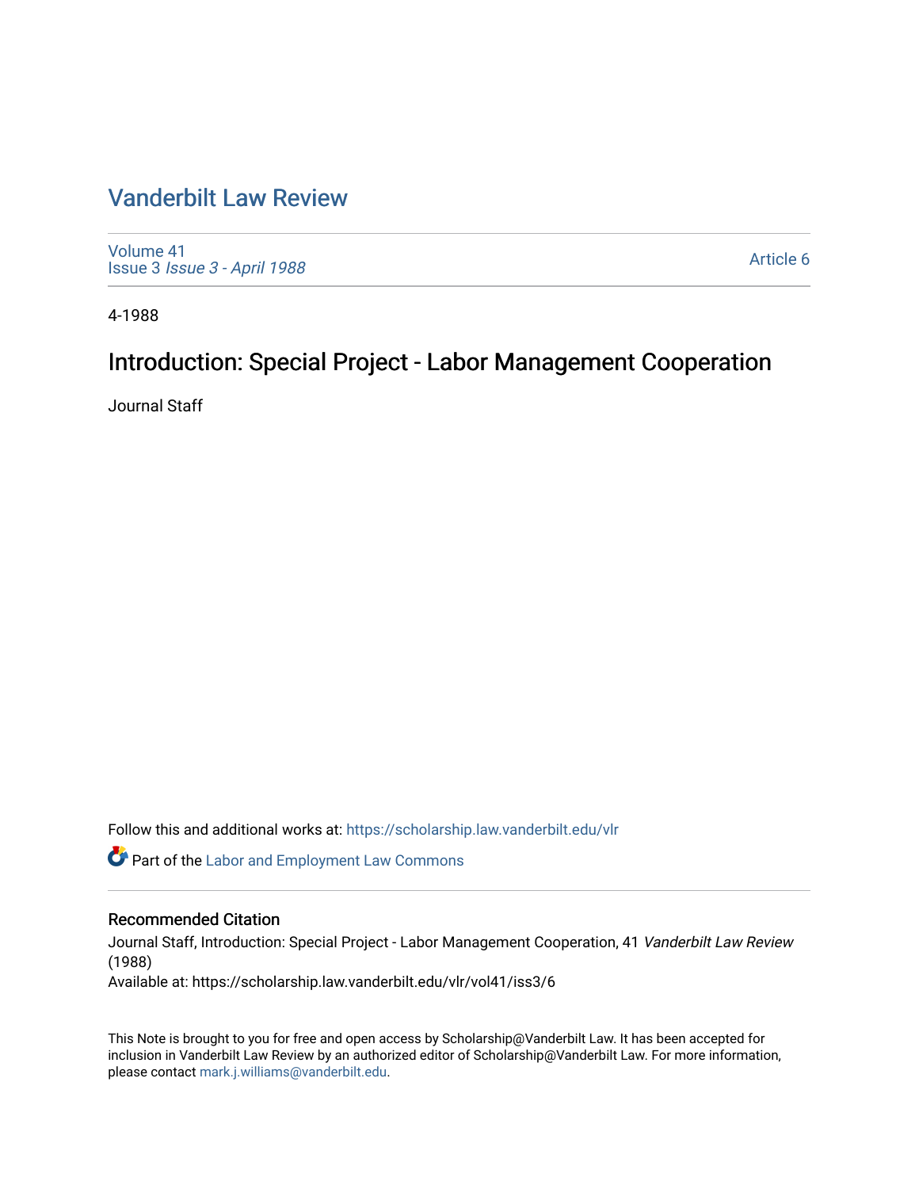# Vanderbilt Law Review

Volume 41
Issue 3 *Issue 3 - April 1988*

Article 6

4-1988

## Introduction: Special Project - Labor Management Cooperation

Journal Staff

Follow this and additional works at: https://scholarship.law.vanderbilt.edu/vlr

Part of the Labor and Employment Law Commons

### Recommended Citation

Journal Staff, Introduction: Special Project - Labor Management Cooperation, 41 *Vanderbilt Law Review* (1988)
Available at: https://scholarship.law.vanderbilt.edu/vlr/vol41/iss3/6

This Note is brought to you for free and open access by Scholarship@Vanderbilt Law. It has been accepted for inclusion in Vanderbilt Law Review by an authorized editor of Scholarship@Vanderbilt Law. For more information, please contact mark.j.williams@vanderbilt.edu.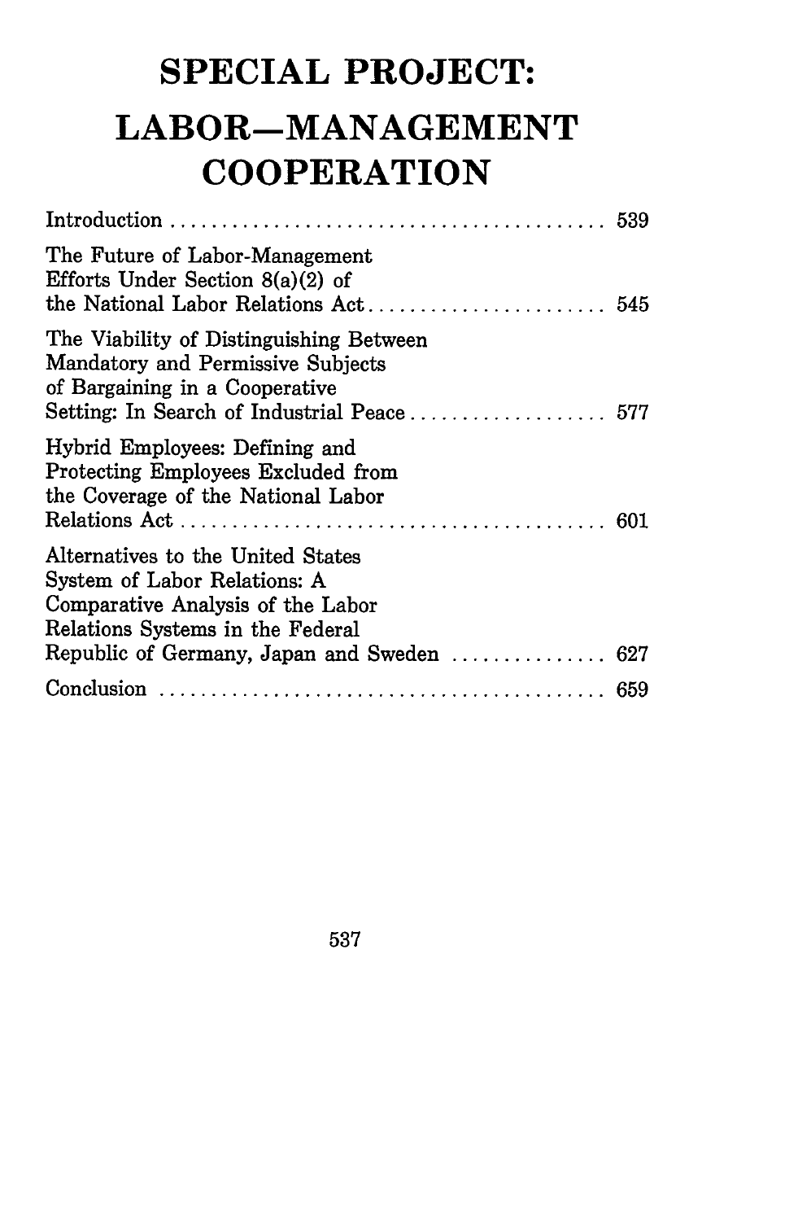# SPECIAL PROJECT: LABOR–MANAGEMENT COOPERATION

| | |
|---|---|
| Introduction | 539 |
| The Future of Labor-Management Efforts Under Section 8(a)(2) of the National Labor Relations Act | 545 |
| The Viability of Distinguishing Between Mandatory and Permissive Subjects of Bargaining in a Cooperative Setting: In Search of Industrial Peace | 577 |
| Hybrid Employees: Defining and Protecting Employees Excluded from the Coverage of the National Labor Relations Act | 601 |
| Alternatives to the United States System of Labor Relations: A Comparative Analysis of the Labor Relations Systems in the Federal Republic of Germany, Japan and Sweden | 627 |
| Conclusion | 659 |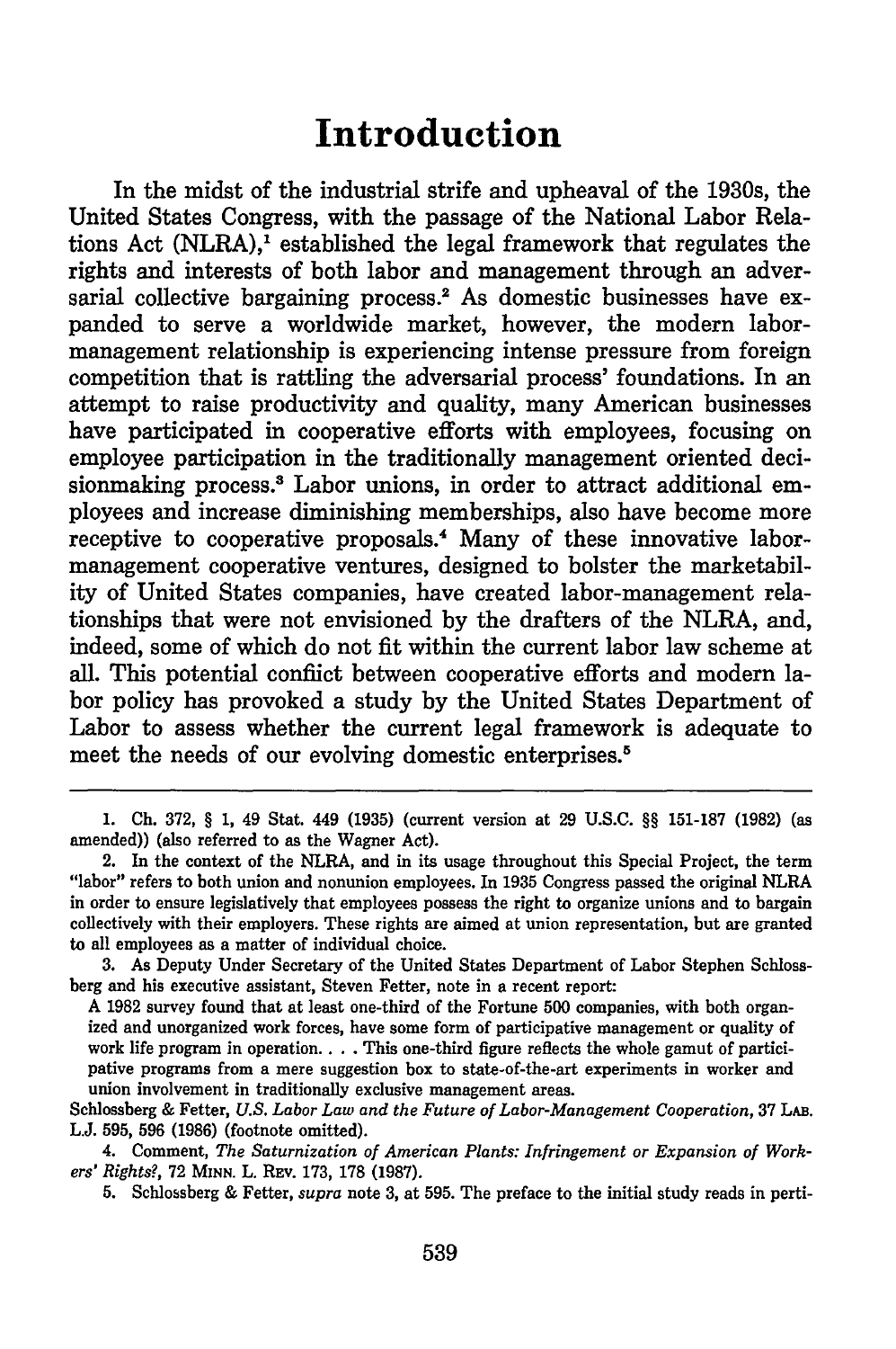# Introduction

In the midst of the industrial strife and upheaval of the 1930s, the United States Congress, with the passage of the National Labor Relations Act (NLRA),[1] established the legal framework that regulates the rights and interests of both labor and management through an adversarial collective bargaining process.[2] As domestic businesses have expanded to serve a worldwide market, however, the modern labor-management relationship is experiencing intense pressure from foreign competition that is rattling the adversarial process' foundations. In an attempt to raise productivity and quality, many American businesses have participated in cooperative efforts with employees, focusing on employee participation in the traditionally management oriented decisionmaking process.[3] Labor unions, in order to attract additional employees and increase diminishing memberships, also have become more receptive to cooperative proposals.[4] Many of these innovative labor-management cooperative ventures, designed to bolster the marketability of United States companies, have created labor-management relationships that were not envisioned by the drafters of the NLRA, and, indeed, some of which do not fit within the current labor law scheme at all. This potential conflict between cooperative efforts and modern labor policy has provoked a study by the United States Department of Labor to assess whether the current legal framework is adequate to meet the needs of our evolving domestic enterprises.[5]

---

1. Ch. 372, § 1, 49 Stat. 449 (1935) (current version at 29 U.S.C. §§ 151-187 (1982) (as amended)) (also referred to as the Wagner Act).

2. In the context of the NLRA, and in its usage throughout this Special Project, the term "labor" refers to both union and nonunion employees. In 1935 Congress passed the original NLRA in order to ensure legislatively that employees possess the right to organize unions and to bargain collectively with their employers. These rights are aimed at union representation, but are granted to all employees as a matter of individual choice.

3. As Deputy Under Secretary of the United States Department of Labor Stephen Schlossberg and his executive assistant, Steven Fetter, note in a recent report:

> A 1982 survey found that at least one-third of the Fortune 500 companies, with both organized and unorganized work forces, have some form of participative management or quality of work life program in operation. . . . This one-third figure reflects the whole gamut of participative programs from a mere suggestion box to state-of-the-art experiments in worker and union involvement in traditionally exclusive management areas.

Schlossberg & Fetter, *U.S. Labor Law and the Future of Labor-Management Cooperation*, 37 LAB. L.J. 595, 596 (1986) (footnote omitted).

4. Comment, *The Saturnization of American Plants: Infringement or Expansion of Workers' Rights?*, 72 MINN. L. REV. 173, 178 (1987).

5. Schlossberg & Fetter, *supra* note 3, at 595. The preface to the initial study reads in perti-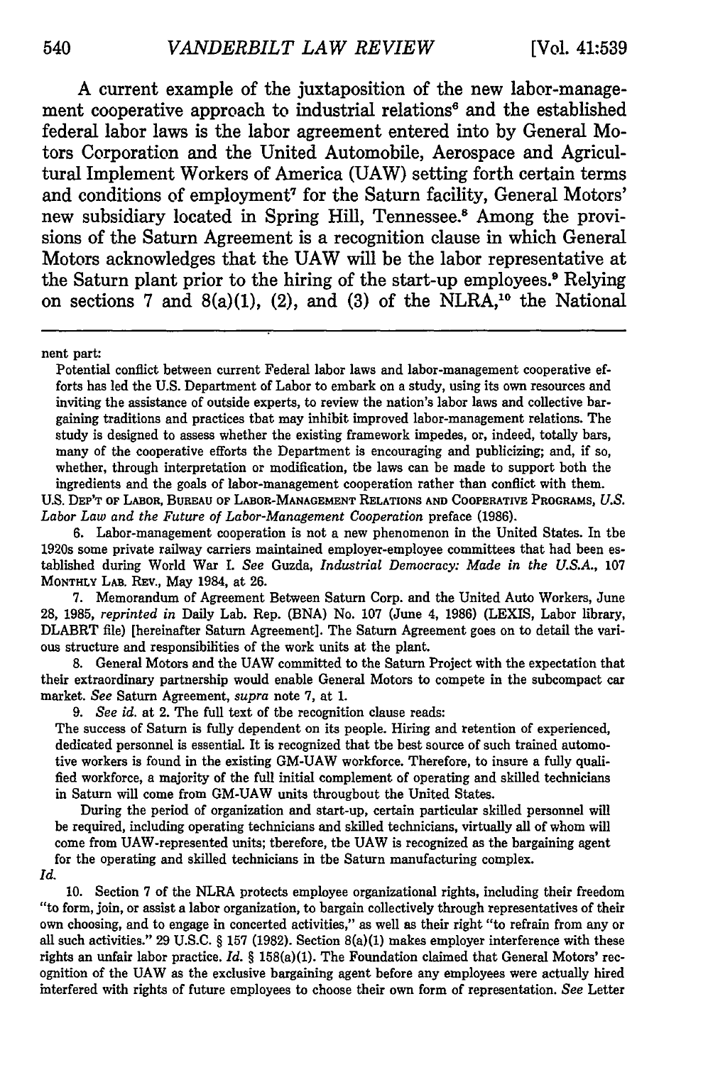A current example of the juxtaposition of the new labor-management cooperative approach to industrial relations[6] and the established federal labor laws is the labor agreement entered into by General Motors Corporation and the United Automobile, Aerospace and Agricultural Implement Workers of America (UAW) setting forth certain terms and conditions of employment[7] for the Saturn facility, General Motors' new subsidiary located in Spring Hill, Tennessee.[8] Among the provisions of the Saturn Agreement is a recognition clause in which General Motors acknowledges that the UAW will be the labor representative at the Saturn plant prior to the hiring of the start-up employees.[9] Relying on sections 7 and 8(a)(1), (2), and (3) of the NLRA,[10] the National

---

nent part:

> Potential conflict between current Federal labor laws and labor-management cooperative efforts has led the U.S. Department of Labor to embark on a study, using its own resources and inviting the assistance of outside experts, to review the nation's labor laws and collective bargaining traditions and practices that may inhibit improved labor-management relations. The study is designed to assess whether the existing framework impedes, or, indeed, totally bars, many of the cooperative efforts the Department is encouraging and publicizing; and, if so, whether, through interpretation or modification, the laws can be made to support both the ingredients and the goals of labor-management cooperation rather than conflict with them.

U.S. Dep't of Labor, Bureau of Labor-Management Relations and Cooperative Programs, *U.S. Labor Law and the Future of Labor-Management Cooperation* preface (1986).

6. Labor-management cooperation is not a new phenomenon in the United States. In the 1920s some private railway carriers maintained employer-employee committees that had been established during World War I. *See* Guzda, *Industrial Democracy: Made in the U.S.A.*, 107 Monthly Lab. Rev., May 1984, at 26.

7. Memorandum of Agreement Between Saturn Corp. and the United Auto Workers, June 28, 1985, *reprinted in* Daily Lab. Rep. (BNA) No. 107 (June 4, 1986) (LEXIS, Labor library, DLABRT file) [hereinafter Saturn Agreement]. The Saturn Agreement goes on to detail the various structure and responsibilities of the work units at the plant.

8. General Motors and the UAW committed to the Saturn Project with the expectation that their extraordinary partnership would enable General Motors to compete in the subcompact car market. *See* Saturn Agreement, *supra* note 7, at 1.

9. *See id.* at 2. The full text of the recognition clause reads:

> The success of Saturn is fully dependent on its people. Hiring and retention of experienced, dedicated personnel is essential. It is recognized that the best source of such trained automotive workers is found in the existing GM-UAW workforce. Therefore, to insure a fully qualified workforce, a majority of the full initial complement of operating and skilled technicians in Saturn will come from GM-UAW units throughout the United States.
>
> During the period of organization and start-up, certain particular skilled personnel will be required, including operating technicians and skilled technicians, virtually all of whom will come from UAW-represented units; therefore, the UAW is recognized as the bargaining agent for the operating and skilled technicians in the Saturn manufacturing complex.

*Id.*

10. Section 7 of the NLRA protects employee organizational rights, including their freedom "to form, join, or assist a labor organization, to bargain collectively through representatives of their own choosing, and to engage in concerted activities," as well as their right "to refrain from any or all such activities." 29 U.S.C. § 157 (1982). Section 8(a)(1) makes employer interference with these rights an unfair labor practice. *Id.* § 158(a)(1). The Foundation claimed that General Motors' recognition of the UAW as the exclusive bargaining agent before any employees were actually hired interfered with rights of future employees to choose their own form of representation. *See* Letter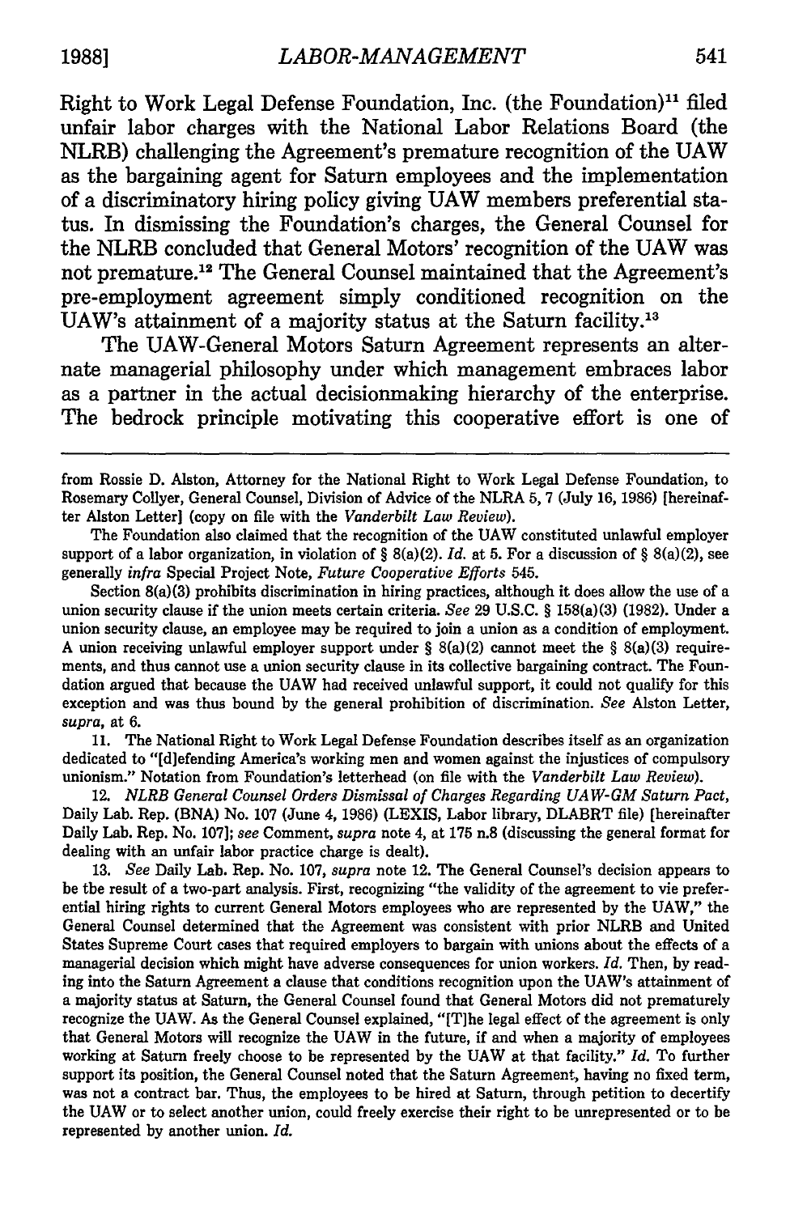Right to Work Legal Defense Foundation, Inc. (the Foundation)[11] filed unfair labor charges with the National Labor Relations Board (the NLRB) challenging the Agreement's premature recognition of the UAW as the bargaining agent for Saturn employees and the implementation of a discriminatory hiring policy giving UAW members preferential status. In dismissing the Foundation's charges, the General Counsel for the NLRB concluded that General Motors' recognition of the UAW was not premature.[12] The General Counsel maintained that the Agreement's pre-employment agreement simply conditioned recognition on the UAW's attainment of a majority status at the Saturn facility.[13]

The UAW-General Motors Saturn Agreement represents an alternate managerial philosophy under which management embraces labor as a partner in the actual decisionmaking hierarchy of the enterprise. The bedrock principle motivating this cooperative effort is one of

---

from Rossie D. Alston, Attorney for the National Right to Work Legal Defense Foundation, to Rosemary Collyer, General Counsel, Division of Advice of the NLRA 5, 7 (July 16, 1986) [hereinafter Alston Letter] (copy on file with the *Vanderbilt Law Review*).

The Foundation also claimed that the recognition of the UAW constituted unlawful employer support of a labor organization, in violation of § 8(a)(2). *Id.* at 5. For a discussion of § 8(a)(2), see generally *infra* Special Project Note, *Future Cooperative Efforts* 545.

Section 8(a)(3) prohibits discrimination in hiring practices, although it does allow the use of a union security clause if the union meets certain criteria. *See* 29 U.S.C. § 158(a)(3) (1982). Under a union security clause, an employee may be required to join a union as a condition of employment. A union receiving unlawful employer support under § 8(a)(2) cannot meet the § 8(a)(3) requirements, and thus cannot use a union security clause in its collective bargaining contract. The Foundation argued that because the UAW had received unlawful support, it could not qualify for this exception and was thus bound by the general prohibition of discrimination. *See* Alston Letter, *supra*, at 6.

11. The National Right to Work Legal Defense Foundation describes itself as an organization dedicated to "[d]efending America's working men and women against the injustices of compulsory unionism." Notation from Foundation's letterhead (on file with the *Vanderbilt Law Review*).

12. *NLRB General Counsel Orders Dismissal of Charges Regarding UAW-GM Saturn Pact*, Daily Lab. Rep. (BNA) No. 107 (June 4, 1986) (LEXIS, Labor library, DLABRT file) [hereinafter Daily Lab. Rep. No. 107]; *see* Comment, *supra* note 4, at 175 n.8 (discussing the general format for dealing with an unfair labor practice charge is dealt).

13. *See* Daily Lab. Rep. No. 107, *supra* note 12. The General Counsel's decision appears to be tbe result of a two-part analysis. First, recognizing "the validity of the agreement to vie preferential hiring rights to current General Motors employees who are represented by the UAW," the General Counsel determined that the Agreement was consistent with prior NLRB and United States Supreme Court cases that required employers to bargain with unions about the effects of a managerial decision which might have adverse consequences for union workers. *Id.* Then, by reading into the Saturn Agreement a clause that conditions recognition upon the UAW's attainment of a majority status at Saturn, the General Counsel found that General Motors did not prematurely recognize the UAW. As the General Counsel explained, "[T]he legal effect of the agreement is only that General Motors will recognize the UAW in the future, if and when a majority of employees working at Saturn freely choose to be represented by the UAW at that facility." *Id.* To further support its position, the General Counsel noted that the Saturn Agreement, having no fixed term, was not a contract bar. Thus, the employees to be hired at Saturn, through petition to decertify the UAW or to select another union, could freely exercise their right to be unrepresented or to be represented by another union. *Id.*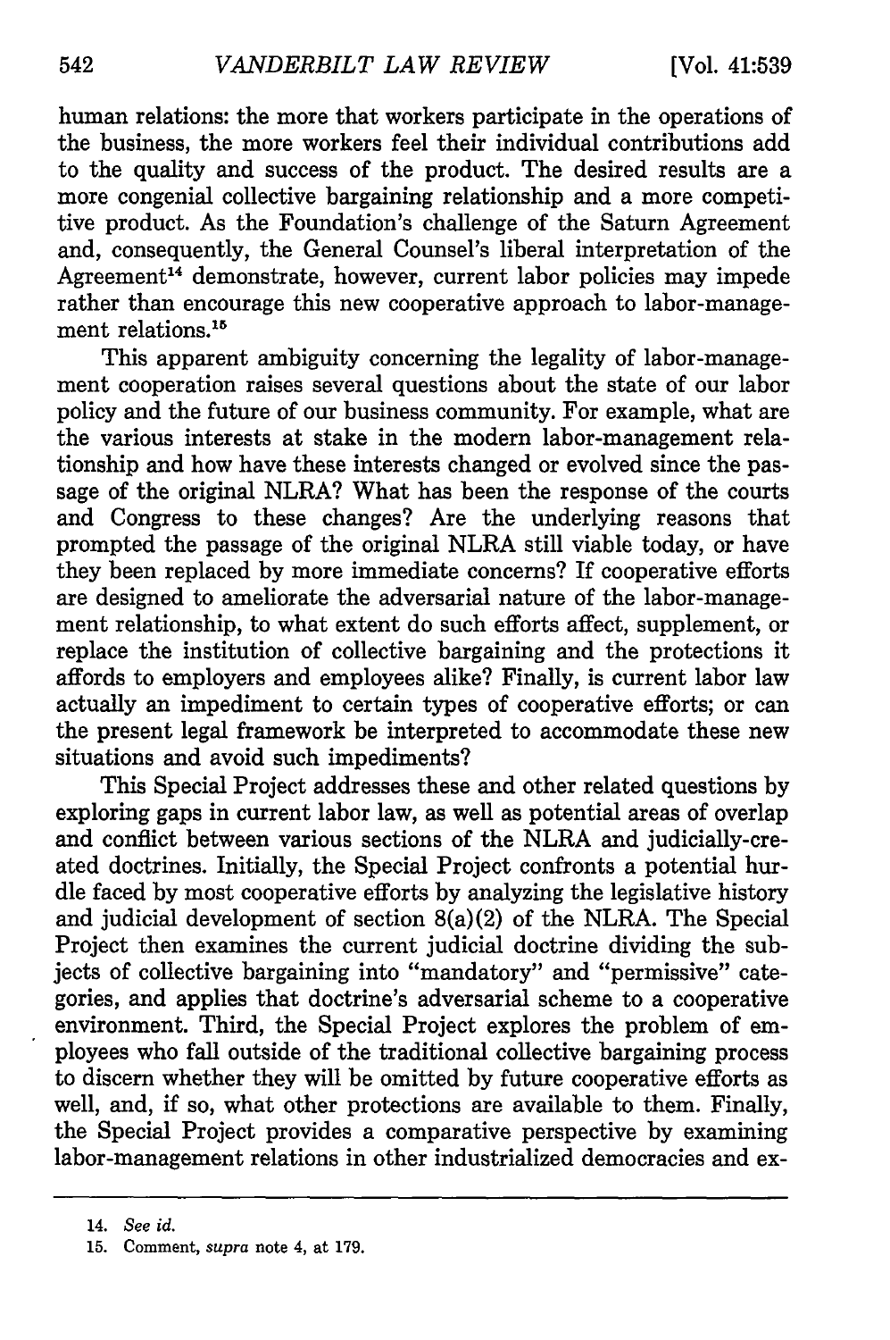human relations: the more that workers participate in the operations of the business, the more workers feel their individual contributions add to the quality and success of the product. The desired results are a more congenial collective bargaining relationship and a more competitive product. As the Foundation's challenge of the Saturn Agreement and, consequently, the General Counsel's liberal interpretation of the Agreement[14] demonstrate, however, current labor policies may impede rather than encourage this new cooperative approach to labor-management relations.[15]

This apparent ambiguity concerning the legality of labor-management cooperation raises several questions about the state of our labor policy and the future of our business community. For example, what are the various interests at stake in the modern labor-management relationship and how have these interests changed or evolved since the passage of the original NLRA? What has been the response of the courts and Congress to these changes? Are the underlying reasons that prompted the passage of the original NLRA still viable today, or have they been replaced by more immediate concerns? If cooperative efforts are designed to ameliorate the adversarial nature of the labor-management relationship, to what extent do such efforts affect, supplement, or replace the institution of collective bargaining and the protections it affords to employers and employees alike? Finally, is current labor law actually an impediment to certain types of cooperative efforts; or can the present legal framework be interpreted to accommodate these new situations and avoid such impediments?

This Special Project addresses these and other related questions by exploring gaps in current labor law, as well as potential areas of overlap and conflict between various sections of the NLRA and judicially-created doctrines. Initially, the Special Project confronts a potential hurdle faced by most cooperative efforts by analyzing the legislative history and judicial development of section 8(a)(2) of the NLRA. The Special Project then examines the current judicial doctrine dividing the subjects of collective bargaining into "mandatory" and "permissive" categories, and applies that doctrine's adversarial scheme to a cooperative environment. Third, the Special Project explores the problem of employees who fall outside of the traditional collective bargaining process to discern whether they will be omitted by future cooperative efforts as well, and, if so, what other protections are available to them. Finally, the Special Project provides a comparative perspective by examining labor-management relations in other industrialized democracies and ex-

---

14. *See id.*

15. Comment, *supra* note 4, at 179.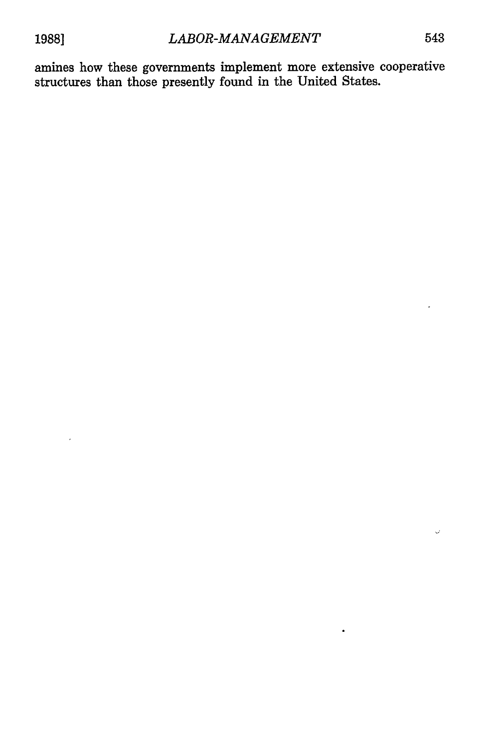amines how these governments implement more extensive cooperative structures than those presently found in the United States.